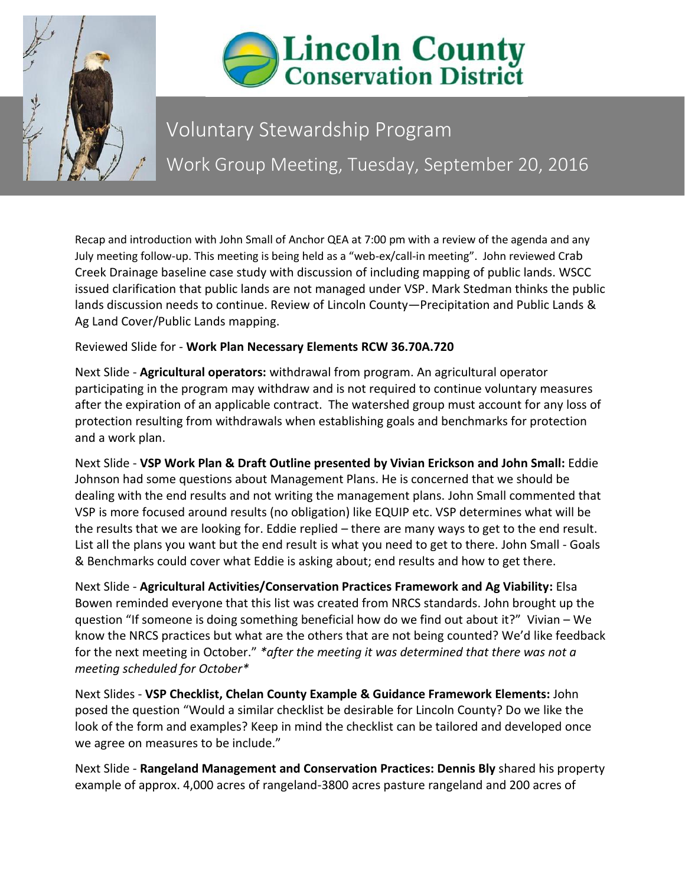# Lincoln County Conservation District

## Voluntary Stewardship Program

## Work Group Meeting, Tuesday, September 20, 2016

Recap and introduction with John Small of Anchor QEA at 7:00 pm with a review of the agenda and any July meeting follow-up. This meeting is being held as a "web-ex/call-in meeting". John reviewed Crab Creek Drainage baseline case study with discussion of including mapping of public lands. WSCC issued clarification that public lands are not managed under VSP. Mark Stedman thinks the public lands discussion needs to continue. Review of Lincoln County—Precipitation and Public Lands & Ag Land Cover/Public Lands mapping.

Reviewed Slide for - **Work Plan Necessary Elements RCW 36.70A.720**

Next Slide - **Agricultural operators:** withdrawal from program. An agricultural operator participating in the program may withdraw and is not required to continue voluntary measures after the expiration of an applicable contract. The watershed group must account for any loss of protection resulting from withdrawals when establishing goals and benchmarks for protection and a work plan.

Next Slide - **VSP Work Plan & Draft Outline presented by Vivian Erickson and John Small:** Eddie Johnson had some questions about Management Plans. He is concerned that we should be dealing with the end results and not writing the management plans. John Small commented that VSP is more focused around results (no obligation) like EQUIP etc. VSP determines what will be the results that we are looking for. Eddie replied – there are many ways to get to the end result. List all the plans you want but the end result is what you need to get to there. John Small - Goals & Benchmarks could cover what Eddie is asking about; end results and how to get there.

Next Slide - **Agricultural Activities/Conservation Practices Framework and Ag Viability:** Elsa Bowen reminded everyone that this list was created from NRCS standards. John brought up the question "If someone is doing something beneficial how do we find out about it?" Vivian – We know the NRCS practices but what are the others that are not being counted? We'd like feedback for the next meeting in October." *\*after the meeting it was determined that there was not a meeting scheduled for October\**

Next Slides - **VSP Checklist, Chelan County Example & Guidance Framework Elements:** John posed the question "Would a similar checklist be desirable for Lincoln County? Do we like the look of the form and examples? Keep in mind the checklist can be tailored and developed once we agree on measures to be include."

Next Slide - **Rangeland Management and Conservation Practices: Dennis Bly** shared his property example of approx. 4,000 acres of rangeland-3800 acres pasture rangeland and 200 acres of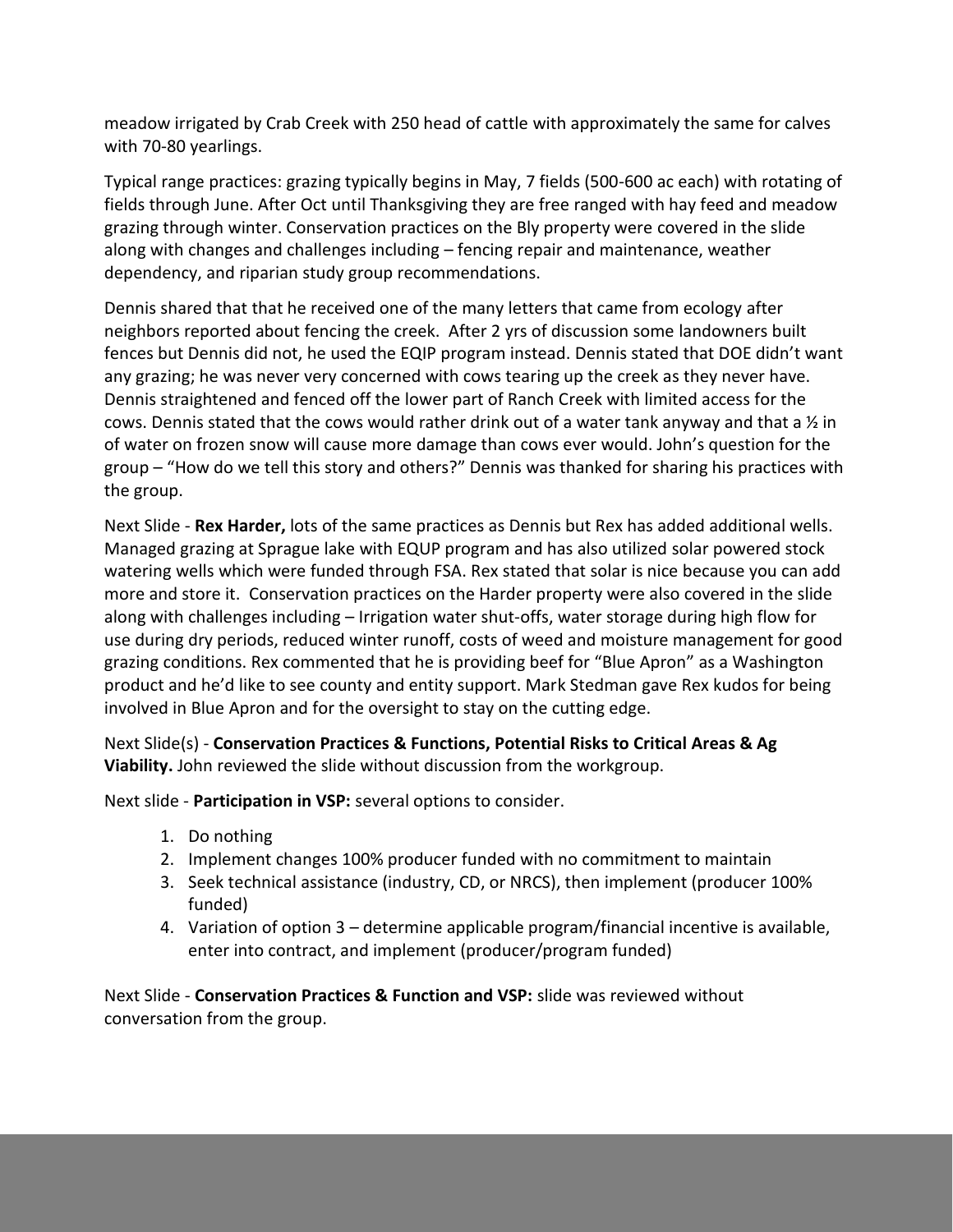meadow irrigated by Crab Creek with 250 head of cattle with approximately the same for calves with 70-80 yearlings.

Typical range practices: grazing typically begins in May, 7 fields (500-600 ac each) with rotating of fields through June. After Oct until Thanksgiving they are free ranged with hay feed and meadow grazing through winter. Conservation practices on the Bly property were covered in the slide along with changes and challenges including – fencing repair and maintenance, weather dependency, and riparian study group recommendations.

Dennis shared that that he received one of the many letters that came from ecology after neighbors reported about fencing the creek. After 2 yrs of discussion some landowners built fences but Dennis did not, he used the EQIP program instead. Dennis stated that DOE didn't want any grazing; he was never very concerned with cows tearing up the creek as they never have. Dennis straightened and fenced off the lower part of Ranch Creek with limited access for the cows. Dennis stated that the cows would rather drink out of a water tank anyway and that a ½ in of water on frozen snow will cause more damage than cows ever would. John's question for the group – "How do we tell this story and others?" Dennis was thanked for sharing his practices with the group.

Next Slide - **Rex Harder,** lots of the same practices as Dennis but Rex has added additional wells. Managed grazing at Sprague lake with EQUP program and has also utilized solar powered stock watering wells which were funded through FSA. Rex stated that solar is nice because you can add more and store it. Conservation practices on the Harder property were also covered in the slide along with challenges including – Irrigation water shut-offs, water storage during high flow for use during dry periods, reduced winter runoff, costs of weed and moisture management for good grazing conditions. Rex commented that he is providing beef for "Blue Apron" as a Washington product and he'd like to see county and entity support. Mark Stedman gave Rex kudos for being involved in Blue Apron and for the oversight to stay on the cutting edge.

Next Slide(s) - **Conservation Practices & Functions, Potential Risks to Critical Areas & Ag Viability.** John reviewed the slide without discussion from the workgroup.

Next slide - **Participation in VSP:** several options to consider.

1. Do nothing
2. Implement changes 100% producer funded with no commitment to maintain
3. Seek technical assistance (industry, CD, or NRCS), then implement (producer 100% funded)
4. Variation of option 3 – determine applicable program/financial incentive is available, enter into contract, and implement (producer/program funded)

Next Slide - **Conservation Practices & Function and VSP:** slide was reviewed without conversation from the group.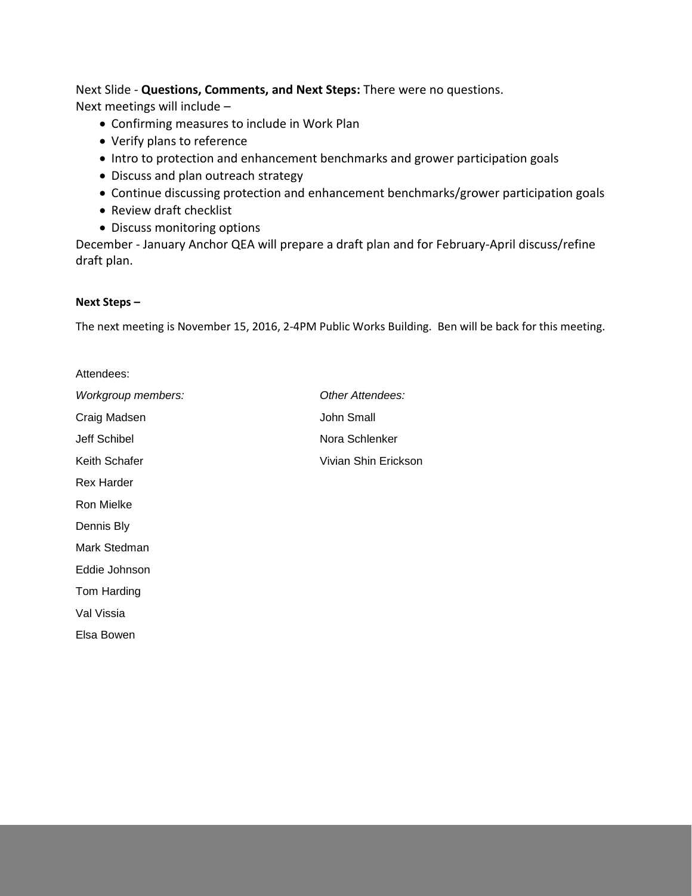Next Slide - **Questions, Comments, and Next Steps:** There were no questions.
Next meetings will include –

- Confirming measures to include in Work Plan
- Verify plans to reference
- Intro to protection and enhancement benchmarks and grower participation goals
- Discuss and plan outreach strategy
- Continue discussing protection and enhancement benchmarks/grower participation goals
- Review draft checklist
- Discuss monitoring options

December - January Anchor QEA will prepare a draft plan and for February-April discuss/refine draft plan.

**Next Steps –**

The next meeting is November 15, 2016, 2-4PM Public Works Building. Ben will be back for this meeting.

Attendees:

*Workgroup members:*

Craig Madsen

Jeff Schibel

Keith Schafer

Rex Harder

Ron Mielke

Dennis Bly

Mark Stedman

Eddie Johnson

Tom Harding

Val Vissia

Elsa Bowen

*Other Attendees:*

John Small

Nora Schlenker

Vivian Shin Erickson